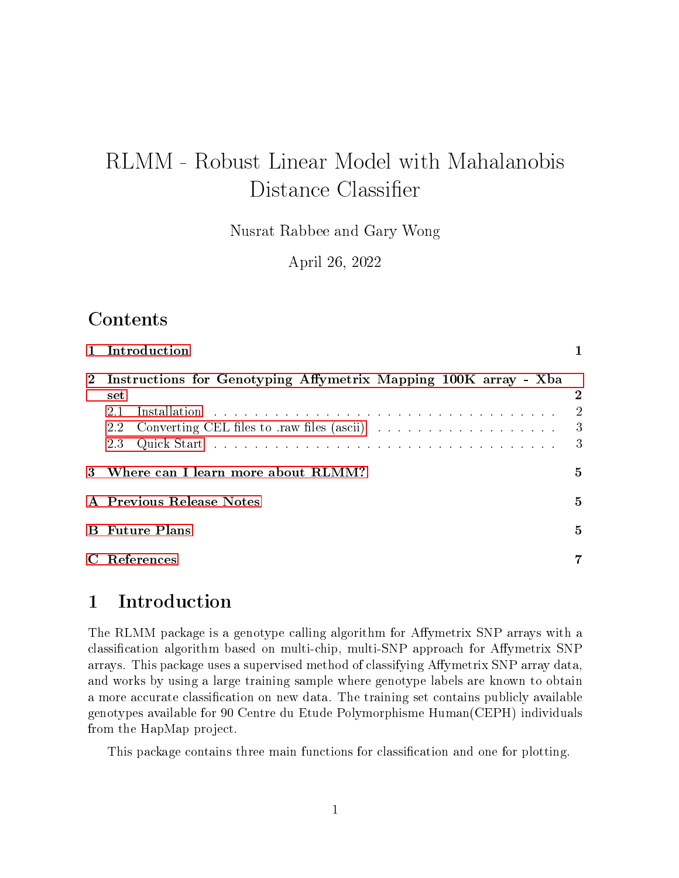# RLMM - Robust Linear Model with Mahalanobis Distance Classifier

Nusrat Rabbee and Gary Wong

April 26, 2022

## Contents

1 Introduction — 1

2 Instructions for Genotyping Affymetrix Mapping 100K array - Xba set — 2
- 2.1 Installation — 2
- 2.2 Converting CEL files to .raw files (ascii) — 3
- 2.3 Quick Start — 3

3 Where can I learn more about RLMM? — 5

A Previous Release Notes — 5

B Future Plans — 5

C References — 7

## 1 Introduction

The RLMM package is a genotype calling algorithm for Affymetrix SNP arrays with a classification algorithm based on multi-chip, multi-SNP approach for Affymetrix SNP arrays. This package uses a supervised method of classifying Affymetrix SNP array data, and works by using a large training sample where genotype labels are known to obtain a more accurate classification on new data. The training set contains publicly available genotypes available for 90 Centre du Etude Polymorphisme Human(CEPH) individuals from the HapMap project.

This package contains three main functions for classification and one for plotting.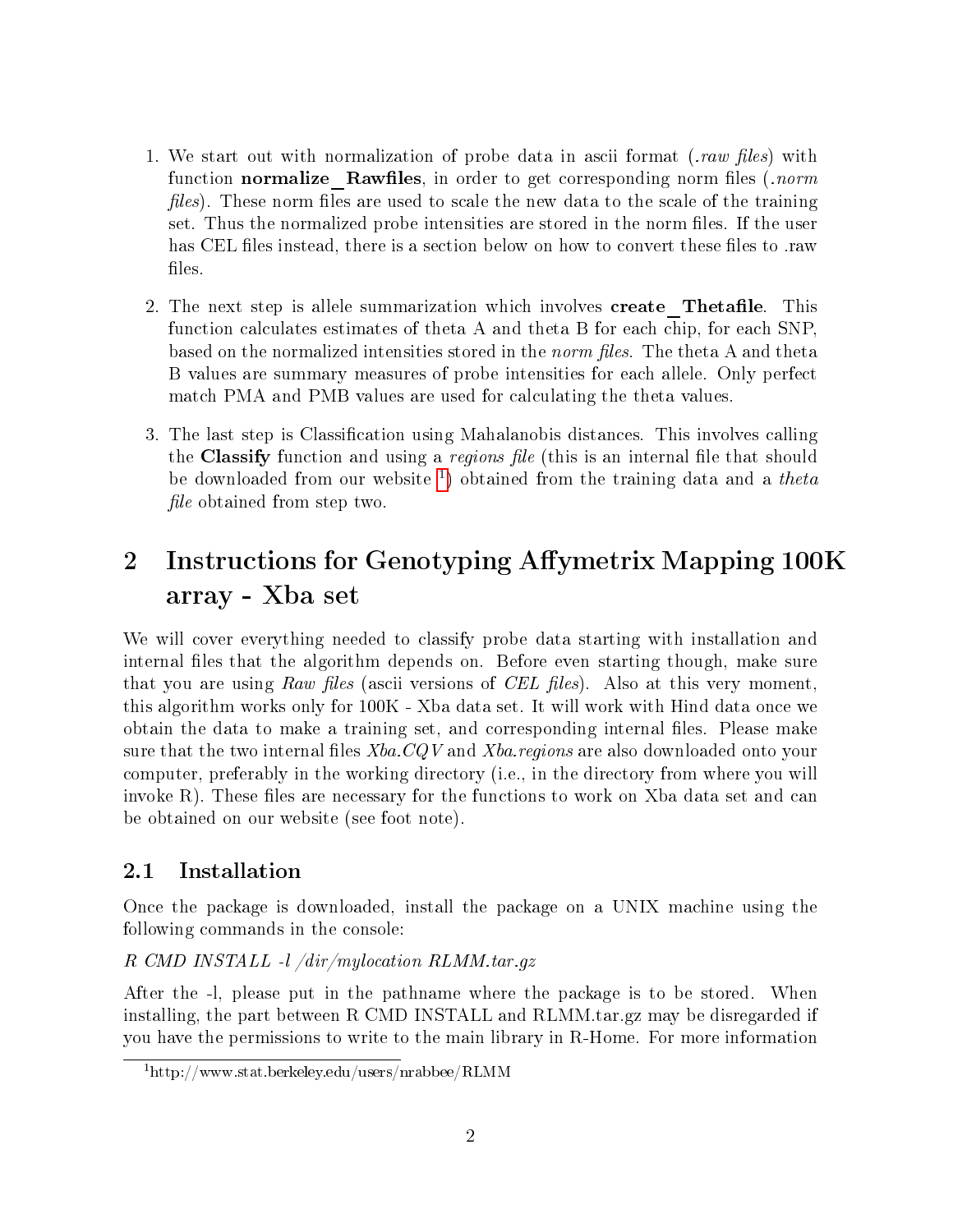1. We start out with normalization of probe data in ascii format (*.raw files*) with function **normalize_Rawfiles**, in order to get corresponding norm files (*.norm files*). These norm files are used to scale the new data to the scale of the training set. Thus the normalized probe intensities are stored in the norm files. If the user has CEL files instead, there is a section below on how to convert these files to .raw files.

2. The next step is allele summarization which involves **create_Thetafile**. This function calculates estimates of theta A and theta B for each chip, for each SNP, based on the normalized intensities stored in the *norm files*. The theta A and theta B values are summary measures of probe intensities for each allele. Only perfect match PMA and PMB values are used for calculating the theta values.

3. The last step is Classification using Mahalanobis distances. This involves calling the **Classify** function and using a *regions file* (this is an internal file that should be downloaded from our website [1]) obtained from the training data and a *theta file* obtained from step two.

# 2 Instructions for Genotyping Affymetrix Mapping 100K array - Xba set

We will cover everything needed to classify probe data starting with installation and internal files that the algorithm depends on. Before even starting though, make sure that you are using *Raw files* (ascii versions of *CEL files*). Also at this very moment, this algorithm works only for 100K - Xba data set. It will work with Hind data once we obtain the data to make a training set, and corresponding internal files. Please make sure that the two internal files *Xba.CQV* and *Xba.regions* are also downloaded onto your computer, preferably in the working directory (i.e., in the directory from where you will invoke R). These files are necessary for the functions to work on Xba data set and can be obtained on our website (see foot note).

## 2.1 Installation

Once the package is downloaded, install the package on a UNIX machine using the following commands in the console:

*R CMD INSTALL -l /dir/mylocation RLMM.tar.gz*

After the -l, please put in the pathname where the package is to be stored. When installing, the part between R CMD INSTALL and RLMM.tar.gz may be disregarded if you have the permissions to write to the main library in R-Home. For more information

[1] http://www.stat.berkeley.edu/users/nrabbee/RLMM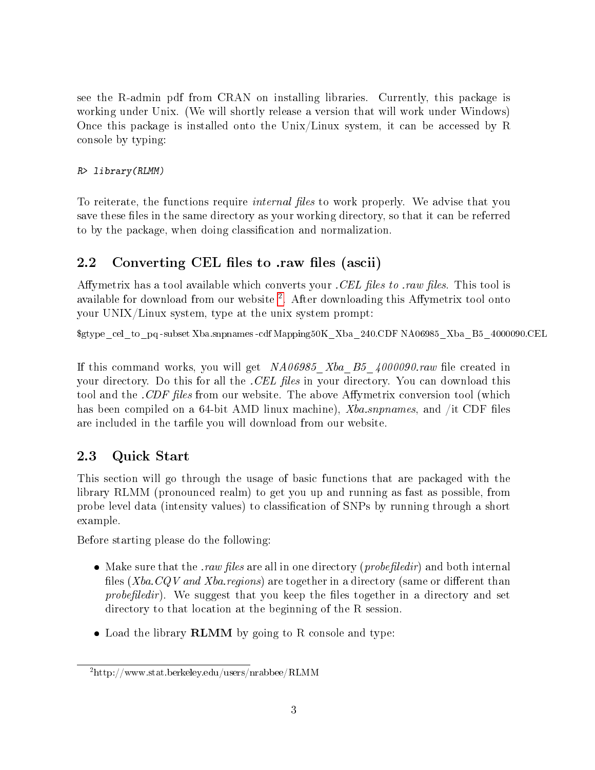see the R-admin pdf from CRAN on installing libraries. Currently, this package is working under Unix. (We will shortly release a version that will work under Windows) Once this package is installed onto the Unix/Linux system, it can be accessed by R console by typing:

```
R> library(RLMM)
```

To reiterate, the functions require *internal files* to work properly. We advise that you save these files in the same directory as your working directory, so that it can be referred to by the package, when doing classification and normalization.

## 2.2 Converting CEL files to .raw files (ascii)

Affymetrix has a tool available which converts your *.CEL files to .raw files*. This tool is available for download from our website [2]. After downloading this Affymetrix tool onto your UNIX/Linux system, type at the unix system prompt:

```
$gtype_cel_to_pq -subset Xba.snpnames -cdf Mapping50K_Xba_240.CDF NA06985_Xba_B5_4000090.CEL
```

If this command works, you will get *NA06985_Xba_B5_4000090.raw* file created in your directory. Do this for all the *.CEL files* in your directory. You can download this tool and the *.CDF files* from our website. The above Affymetrix conversion tool (which has been compiled on a 64-bit AMD linux machine), *Xba.snpnames*, and /it CDF files are included in the tarfile you will download from our website.

## 2.3 Quick Start

This section will go through the usage of basic functions that are packaged with the library RLMM (pronounced realm) to get you up and running as fast as possible, from probe level data (intensity values) to classification of SNPs by running through a short example.

Before starting please do the following:

- Make sure that the *.raw files* are all in one directory (*probefiledir*) and both internal files (*Xba.CQV and Xba.regions*) are together in a directory (same or different than *probefiledir*). We suggest that you keep the files together in a directory and set directory to that location at the beginning of the R session.
- Load the library **RLMM** by going to R console and type:

[2] http://www.stat.berkeley.edu/users/nrabbee/RLMM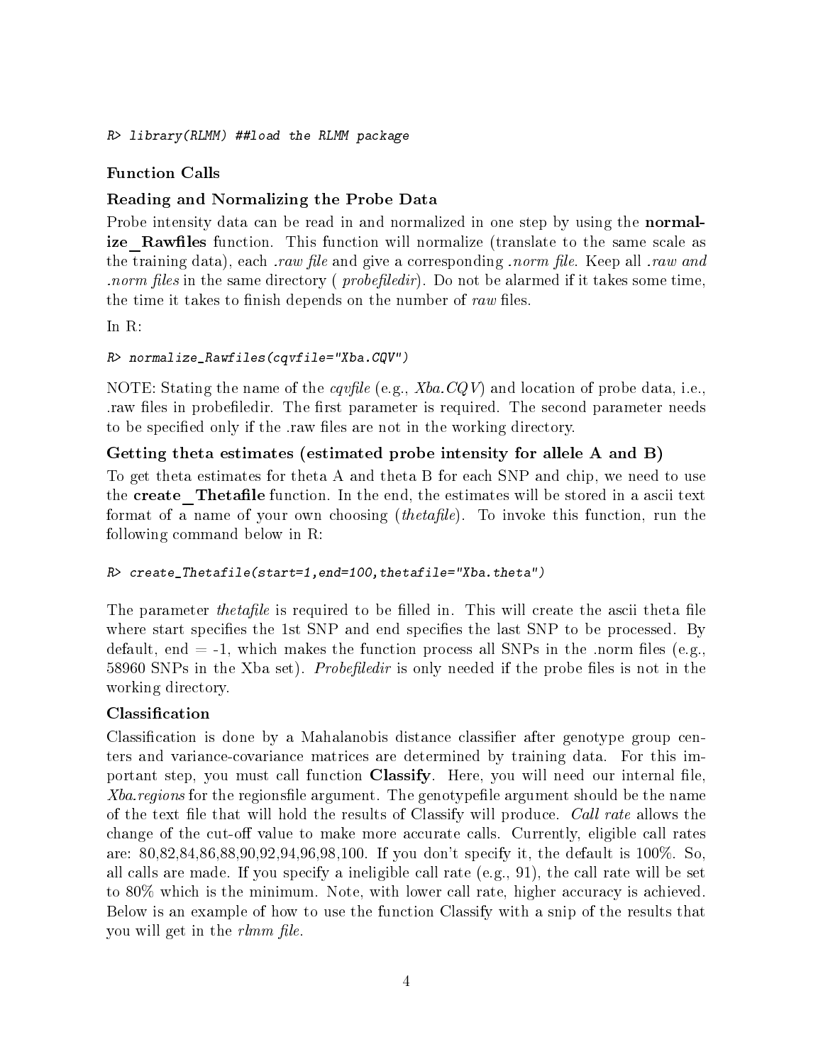```
R> library(RLMM) ##load the RLMM package
```

### Function Calls

### Reading and Normalizing the Probe Data

Probe intensity data can be read in and normalized in one step by using the **normalize_Rawfiles** function. This function will normalize (translate to the same scale as the training data), each *.raw file* and give a corresponding *.norm file*. Keep all *.raw and .norm files* in the same directory ( *probefiledir*). Do not be alarmed if it takes some time, the time it takes to finish depends on the number of *raw* files.

In R:

```
R> normalize_Rawfiles(cqvfile="Xba.CQV")
```

NOTE: Stating the name of the *cqvfile* (e.g., *Xba.CQV*) and location of probe data, i.e., .raw files in probefiledir. The first parameter is required. The second parameter needs to be specified only if the .raw files are not in the working directory.

### Getting theta estimates (estimated probe intensity for allele A and B)

To get theta estimates for theta A and theta B for each SNP and chip, we need to use the **create_Thetafile** function. In the end, the estimates will be stored in a ascii text format of a name of your own choosing (*thetafile*). To invoke this function, run the following command below in R:

```
R> create_Thetafile(start=1,end=100,thetafile="Xba.theta")
```

The parameter *thetafile* is required to be filled in. This will create the ascii theta file where start specifies the 1st SNP and end specifies the last SNP to be processed. By default, end = -1, which makes the function process all SNPs in the .norm files (e.g., 58960 SNPs in the Xba set). *Probefiledir* is only needed if the probe files is not in the working directory.

### Classification

Classification is done by a Mahalanobis distance classifier after genotype group centers and variance-covariance matrices are determined by training data. For this important step, you must call function **Classify**. Here, you will need our internal file, *Xba.regions* for the regionsfile argument. The genotypefile argument should be the name of the text file that will hold the results of Classify will produce. *Call rate* allows the change of the cut-off value to make more accurate calls. Currently, eligible call rates are: 80,82,84,86,88,90,92,94,96,98,100. If you don't specify it, the default is 100%. So, all calls are made. If you specify a ineligible call rate (e.g., 91), the call rate will be set to 80% which is the minimum. Note, with lower call rate, higher accuracy is achieved. Below is an example of how to use the function Classify with a snip of the results that you will get in the *rlmm file*.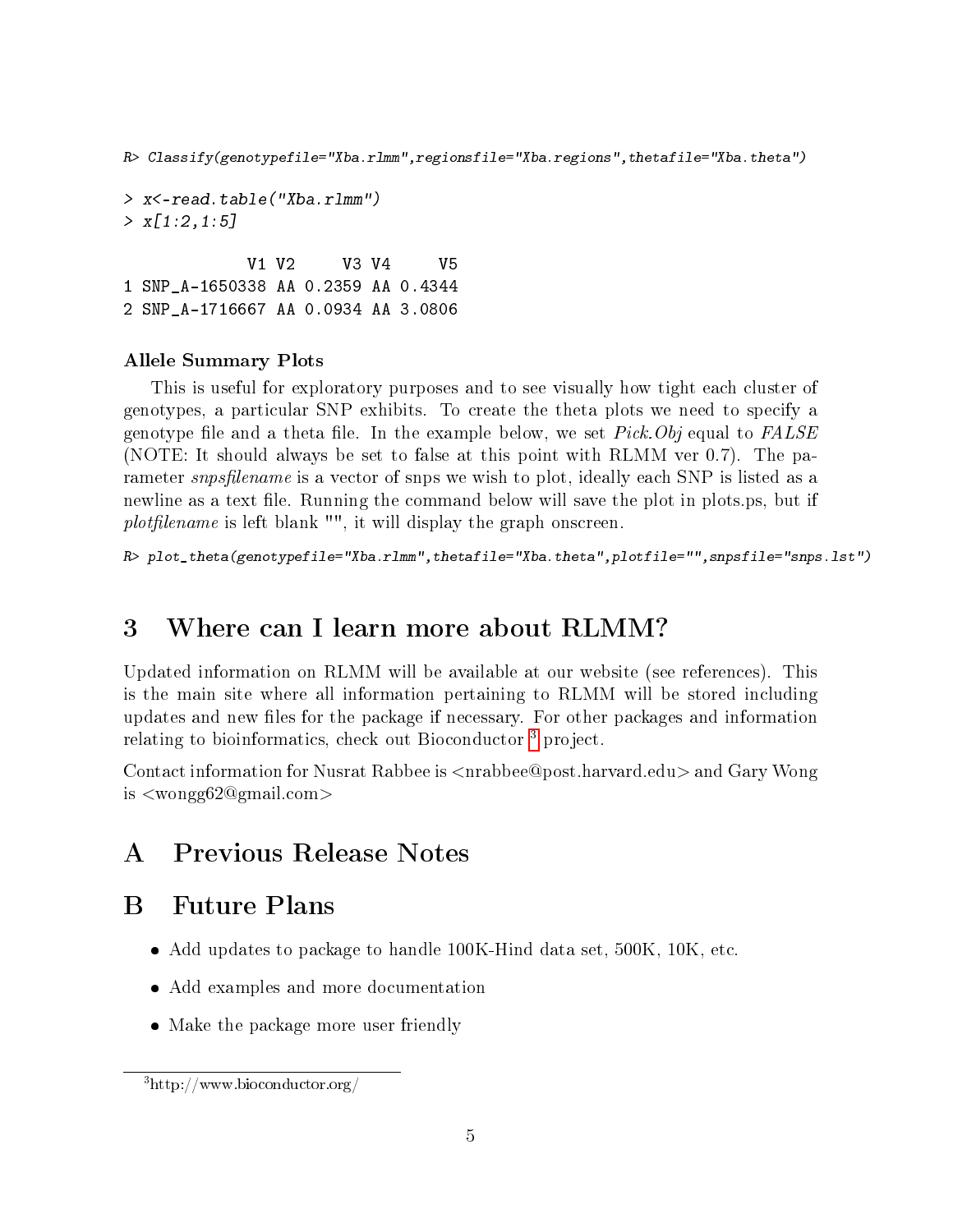```
R> Classify(genotypefile="Xba.rlmm",regionsfile="Xba.regions",thetafile="Xba.theta")
```

```
> x<-read.table("Xba.rlmm")
> x[1:2,1:5]

            V1 V2     V3 V4     V5
1 SNP_A-1650338 AA 0.2359 AA 0.4344
2 SNP_A-1716667 AA 0.0934 AA 3.0806
```

### Allele Summary Plots

This is useful for exploratory purposes and to see visually how tight each cluster of genotypes, a particular SNP exhibits. To create the theta plots we need to specify a genotype file and a theta file. In the example below, we set *Pick.Obj* equal to *FALSE* (NOTE: It should always be set to false at this point with RLMM ver 0.7). The parameter *snpsfilename* is a vector of snps we wish to plot, ideally each SNP is listed as a newline as a text file. Running the command below will save the plot in plots.ps, but if *plotfilename* is left blank "", it will display the graph onscreen.

```
R> plot_theta(genotypefile="Xba.rlmm",thetafile="Xba.theta",plotfile="",snpsfile="snps.lst")
```

## 3 Where can I learn more about RLMM?

Updated information on RLMM will be available at our website (see references). This is the main site where all information pertaining to RLMM will be stored including updates and new files for the package if necessary. For other packages and information relating to bioinformatics, check out Bioconductor [3] project.

Contact information for Nusrat Rabbee is <nrabbee@post.harvard.edu> and Gary Wong is <wongg62@gmail.com>

## A Previous Release Notes

## B Future Plans

- Add updates to package to handle 100K-Hind data set, 500K, 10K, etc.
- Add examples and more documentation
- Make the package more user friendly

[3] http://www.bioconductor.org/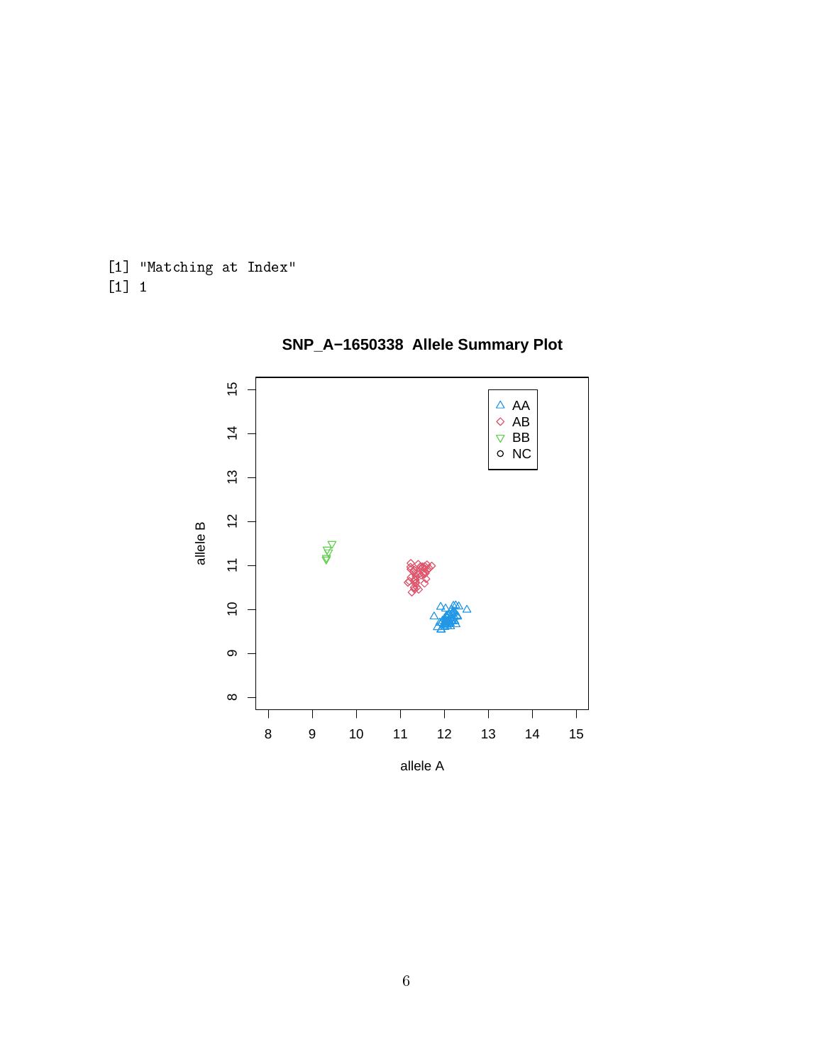```
[1] "Matching at Index"
[1] 1
```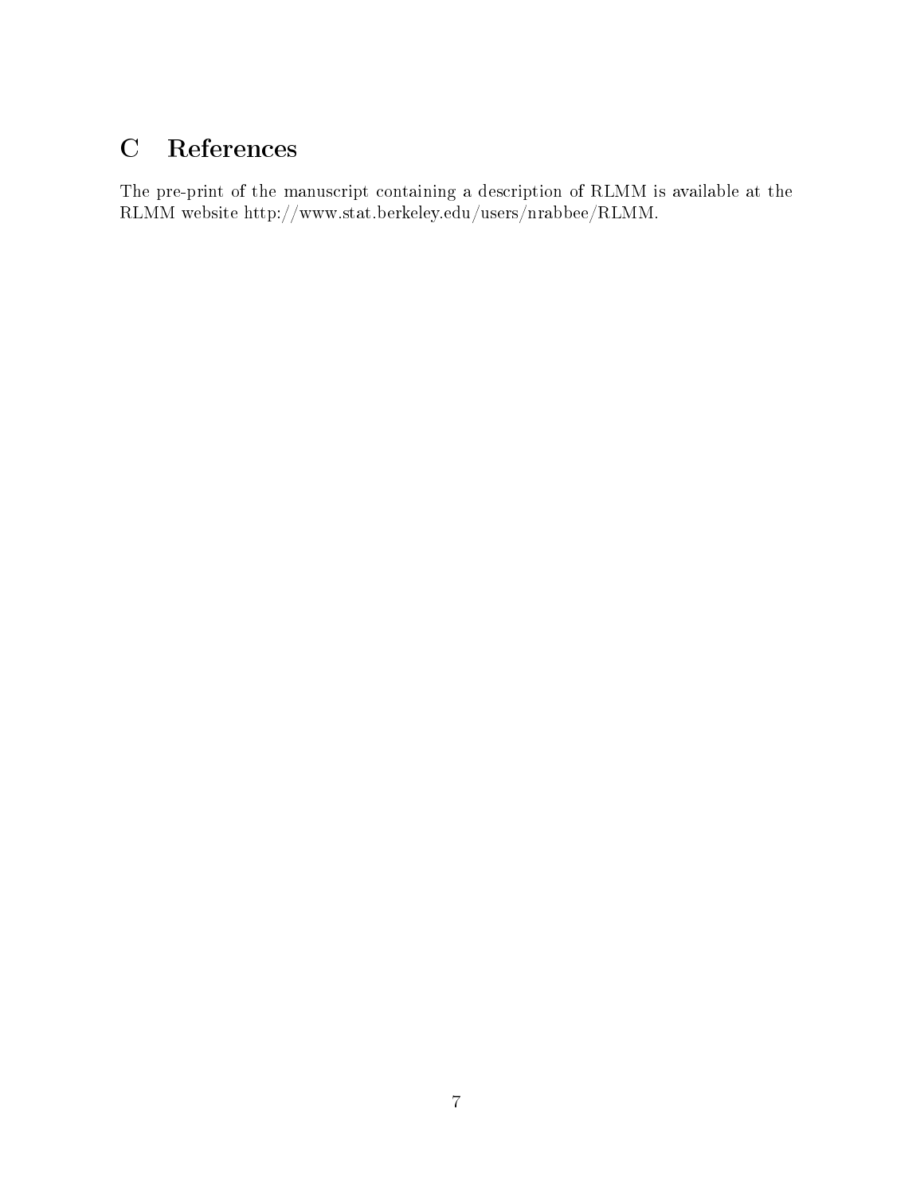# C References

The pre-print of the manuscript containing a description of RLMM is available at the RLMM website http://www.stat.berkeley.edu/users/nrabbee/RLMM.